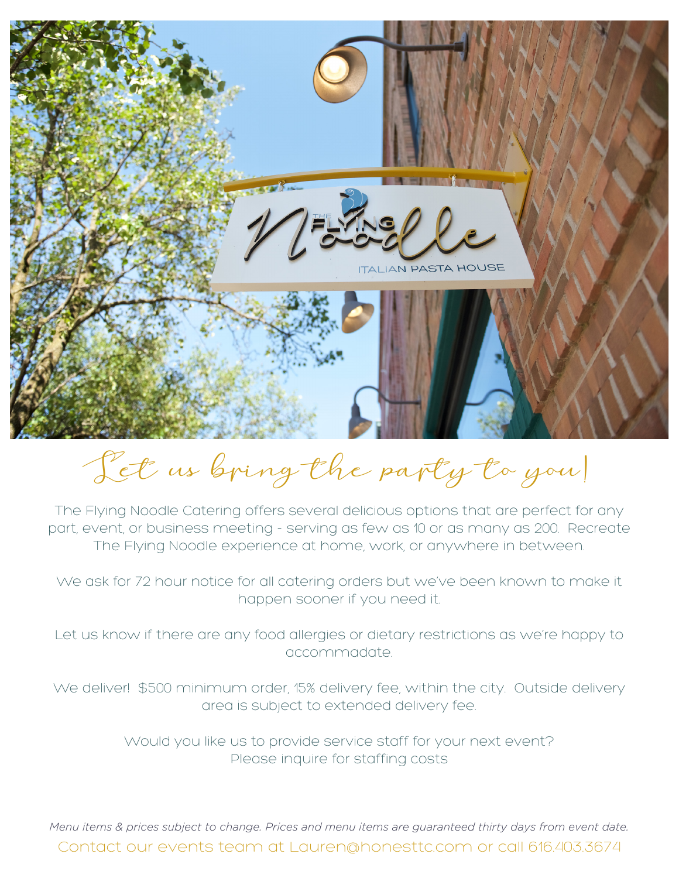# Let us bring the party to you!

The Flying Noodle Catering offers several delicious options that are perfect for any part, event, or business meeting - serving as few as 10 or as many as 200. Recreate The Flying Noodle experience at home, work, or anywhere in between.

We ask for 72 hour notice for all catering orders but we've been known to make it happen sooner if you need it.

Let us know if there are any food allergies or dietary restrictions as we're happy to accommadate.

We deliver! $500 minimum order, 15% delivery fee, within the city. Outside delivery area is subject to extended delivery fee.

Would you like us to provide service staff for your next event?
Please inquire for staffing costs

*Menu items & prices subject to change. Prices and menu items are guaranteed thirty days from event date.*

Contact our events team at Lauren@honesttc.com or call 616.403.3674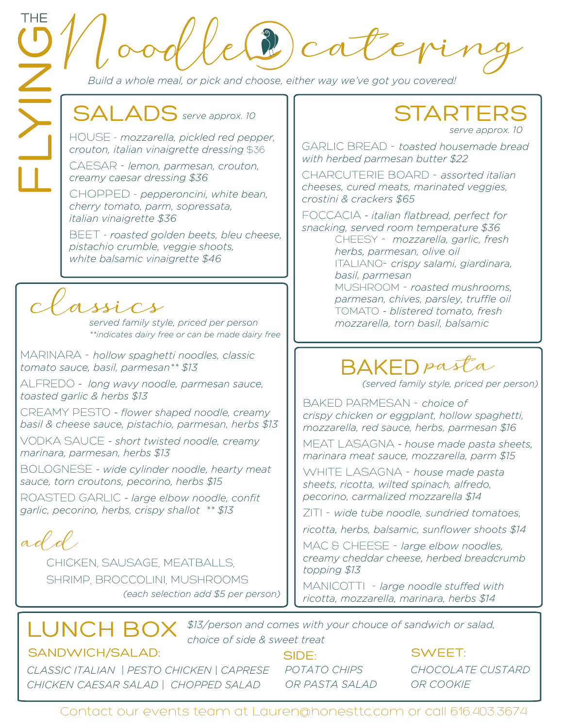# THE FLYING Noodle catering

*Build a whole meal, or pick and choose, either way we've got you covered!*

## SALADS *serve approx. 10*

HOUSE - *mozzarella, pickled red pepper, crouton, italian vinaigrette dressing* $36

CAESAR - *lemon, parmesan, crouton, creamy caesar dressing $36*

CHOPPED - *pepperoncini, white bean, cherry tomato, parm, sopressata, italian vinaigrette $36*

BEET - *roasted golden beets, bleu cheese, pistachio crumble, veggie shoots, white balsamic vinaigrette $46*

## classics

*served family style, priced per person*

*\*\*indicates dairy free or can be made dairy free*

MARINARA - *hollow spaghetti noodles, classic tomato sauce, basil, parmesan\*\* $13*

ALFREDO - *long wavy noodle, parmesan sauce, toasted garlic & herbs $13*

CREAMY PESTO - *flower shaped noodle, creamy basil & cheese sauce, pistachio, parmesan, herbs $13*

VODKA SAUCE - *short twisted noodle, creamy marinara, parmesan, herbs $13*

BOLOGNESE - *wide cylinder noodle, hearty meat sauce, torn croutons, pecorino, herbs $15*

ROASTED GARLIC - *large elbow noodle, confit garlic, pecorino, herbs, crispy shallot \*\* $13*

### add

CHICKEN, SAUSAGE, MEATBALLS, SHRIMP, BROCCOLINI, MUSHROOMS

*(each selection add $5 per person)*

## STARTERS

*serve approx. 10*

GARLIC BREAD - *toasted housemade bread with herbed parmesan butter $22*

CHARCUTERIE BOARD - *assorted italian cheeses, cured meats, marinated veggies, crostini & crackers $65*

FOCCACIA - *italian flatbread, perfect for snacking, served room temperature $36*

- CHEESY - *mozzarella, garlic, fresh herbs, parmesan, olive oil*
- ITALIANO- *crispy salami, giardinara, basil, parmesan*
- MUSHROOM - *roasted mushrooms, parmesan, chives, parsley, truffle oil*
- TOMATO - *blistered tomato, fresh mozzarella, torn basil, balsamic*

## BAKED pasta

*(served family style, priced per person)*

BAKED PARMESAN - *choice of crispy chicken or eggplant, hollow spaghetti, mozzarella, red sauce, herbs, parmesan $16*

MEAT LASAGNA - *house made pasta sheets, marinara meat sauce, mozzarella, parm $15*

WHITE LASAGNA - *house made pasta sheets, ricotta, wilted spinach, alfredo, pecorino, carmalized mozzarella $14*

ZITI - *wide tube noodle, sundried tomatoes, ricotta, herbs, balsamic, sunflower shoots $14*

MAC & CHEESE - *large elbow noodles, creamy cheddar cheese, herbed breadcrumb topping $13*

MANICOTTI - *large noodle stuffed with ricotta, mozzarella, marinara, herbs $14*

## LUNCH BOX

*$13/person and comes with your chouce of sandwich or salad, choice of side & sweet treat*

**SANDWICH/SALAD:**

*CLASSIC ITALIAN | PESTO CHICKEN | CAPRESE*

*CHICKEN CAESAR SALAD | CHOPPED SALAD*

**SIDE:**

*POTATO CHIPS OR PASTA SALAD*

**SWEET:**

*CHOCOLATE CUSTARD OR COOKIE*

Contact our events team at Lauren@honesttc.com or call 616.403.3674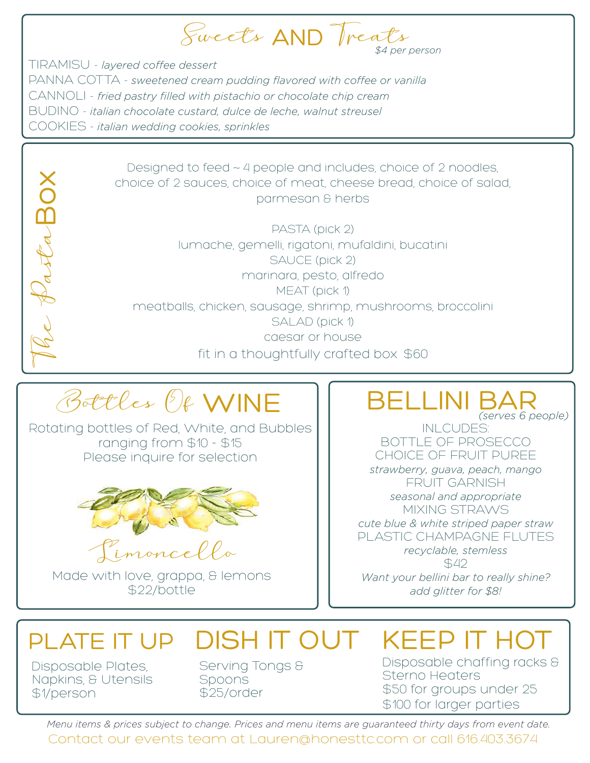## Sweets AND Treats

*$4 per person*

TIRAMISU - *layered coffee dessert*
PANNA COTTA - *sweetened cream pudding flavored with coffee or vanilla*
CANNOLI - *fried pastry filled with pistachio or chocolate chip cream*
BUDINO - *italian chocolate custard, dulce de leche, walnut streusel*
COOKIES - *italian wedding cookies, sprinkles*

## The Pasta Box

Designed to feed ~ 4 people and includes, choice of 2 noodles, choice of 2 sauces, choice of meat, cheese bread, choice of salad, parmesan & herbs

PASTA (pick 2)
lumache, gemelli, rigatoni, mufaldini, bucatini
SAUCE (pick 2)
marinara, pesto, alfredo
MEAT (pick 1)
meatballs, chicken, sausage, shrimp, mushrooms, broccolini
SALAD (pick 1)
caesar or house
fit in a thoughtfully crafted box $60

## Bottles Of WINE

Rotating bottles of Red, White, and Bubbles ranging from $10 - $15
Please inquire for selection

## Limoncello

Made with love, grappa, & lemons
$22/bottle

## BELLINI BAR

*(serves 6 people)*

INLCUDES:
BOTTLE OF PROSECCO
CHOICE OF FRUIT PUREE
*strawberry, guava, peach, mango*
FRUIT GARNISH
*seasonal and appropriate*
MIXING STRAWS
*cute blue & white striped paper straw*
PLASTIC CHAMPAGNE FLUTES
*recyclable, stemless*
$42
*Want your bellini bar to really shine? add glitter for $8!*

## PLATE IT UP

Disposable Plates, Napkins, & Utensils
$1/person

## DISH IT OUT

Serving Tongs & Spoons
$25/order

## KEEP IT HOT

Disposable chaffing racks & Sterno Heaters
$50 for groups under 25
$100 for larger parties

*Menu items & prices subject to change. Prices and menu items are guaranteed thirty days from event date.*

Contact our events team at Lauren@honesttc.com or call 616.403.3674